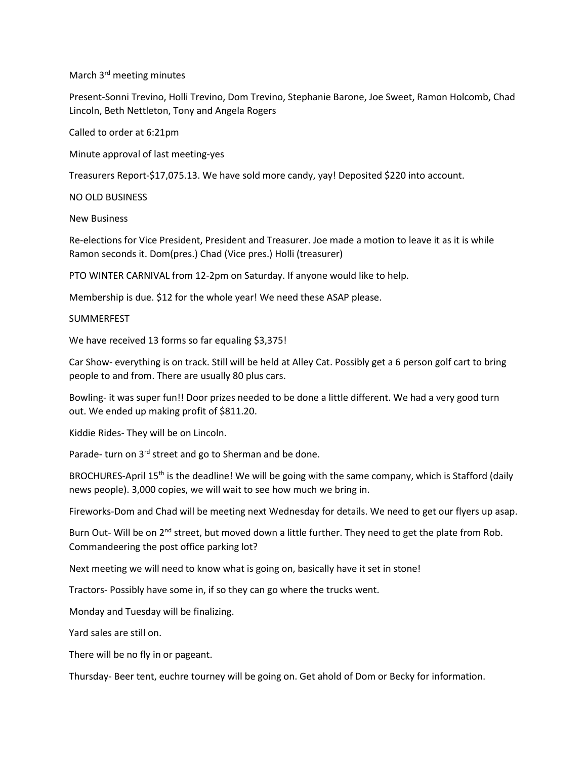March 3rd meeting minutes

Present-Sonni Trevino, Holli Trevino, Dom Trevino, Stephanie Barone, Joe Sweet, Ramon Holcomb, Chad Lincoln, Beth Nettleton, Tony and Angela Rogers

Called to order at 6:21pm

Minute approval of last meeting-yes

Treasurers Report-$17,075.13. We have sold more candy, yay! Deposited $220 into account.

NO OLD BUSINESS

New Business

Re-elections for Vice President, President and Treasurer. Joe made a motion to leave it as it is while Ramon seconds it. Dom(pres.) Chad (Vice pres.) Holli (treasurer)

PTO WINTER CARNIVAL from 12-2pm on Saturday. If anyone would like to help.

Membership is due. $12 for the whole year! We need these ASAP please.

SUMMERFEST

We have received 13 forms so far equaling $3,375!

Car Show- everything is on track. Still will be held at Alley Cat. Possibly get a 6 person golf cart to bring people to and from. There are usually 80 plus cars.

Bowling- it was super fun!! Door prizes needed to be done a little different. We had a very good turn out. We ended up making profit of $811.20.

Kiddie Rides- They will be on Lincoln.

Parade- turn on 3rd street and go to Sherman and be done.

BROCHURES-April 15th is the deadline! We will be going with the same company, which is Stafford (daily news people). 3,000 copies, we will wait to see how much we bring in.

Fireworks-Dom and Chad will be meeting next Wednesday for details. We need to get our flyers up asap.

Burn Out- Will be on 2nd street, but moved down a little further. They need to get the plate from Rob. Commandeering the post office parking lot?

Next meeting we will need to know what is going on, basically have it set in stone!

Tractors- Possibly have some in, if so they can go where the trucks went.

Monday and Tuesday will be finalizing.

Yard sales are still on.

There will be no fly in or pageant.

Thursday- Beer tent, euchre tourney will be going on. Get ahold of Dom or Becky for information.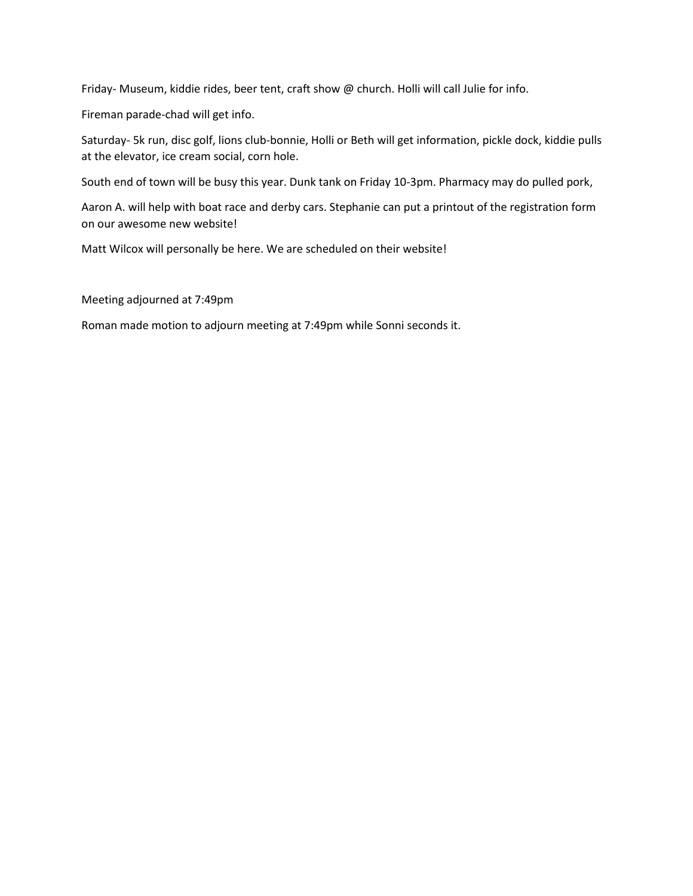Friday- Museum, kiddie rides, beer tent, craft show @ church. Holli will call Julie for info.

Fireman parade-chad will get info.

Saturday- 5k run, disc golf, lions club-bonnie, Holli or Beth will get information, pickle dock, kiddie pulls at the elevator, ice cream social, corn hole.

South end of town will be busy this year. Dunk tank on Friday 10-3pm. Pharmacy may do pulled pork,

Aaron A. will help with boat race and derby cars. Stephanie can put a printout of the registration form on our awesome new website!

Matt Wilcox will personally be here. We are scheduled on their website!

Meeting adjourned at 7:49pm

Roman made motion to adjourn meeting at 7:49pm while Sonni seconds it.